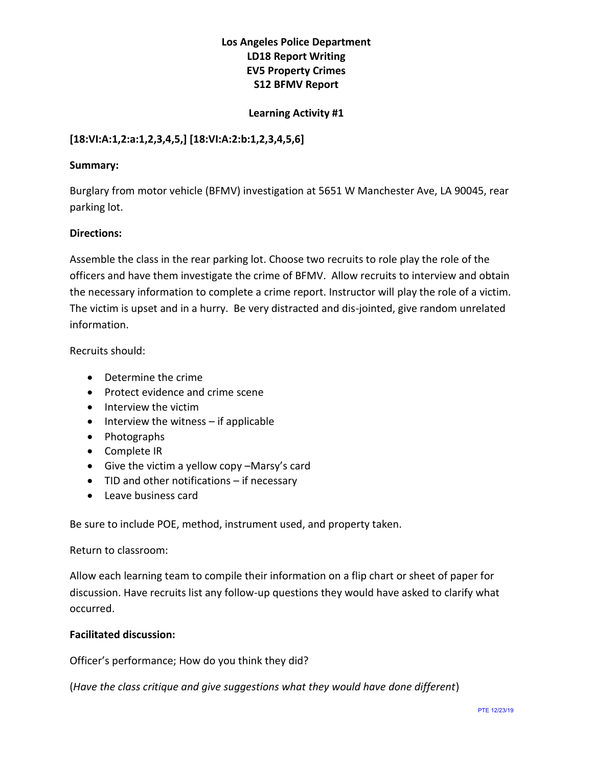# Los Angeles Police Department
# LD18 Report Writing
# EV5 Property Crimes
# S12 BFMV Report

## Learning Activity #1

**[18:VI:A:1,2:a:1,2,3,4,5,] [18:VI:A:2:b:1,2,3,4,5,6]**

**Summary:**

Burglary from motor vehicle (BFMV) investigation at 5651 W Manchester Ave, LA 90045, rear parking lot.

**Directions:**

Assemble the class in the rear parking lot. Choose two recruits to role play the role of the officers and have them investigate the crime of BFMV. Allow recruits to interview and obtain the necessary information to complete a crime report. Instructor will play the role of a victim. The victim is upset and in a hurry. Be very distracted and dis-jointed, give random unrelated information.

Recruits should:

- Determine the crime
- Protect evidence and crime scene
- Interview the victim
- Interview the witness – if applicable
- Photographs
- Complete IR
- Give the victim a yellow copy –Marsy's card
- TID and other notifications – if necessary
- Leave business card

Be sure to include POE, method, instrument used, and property taken.

Return to classroom:

Allow each learning team to compile their information on a flip chart or sheet of paper for discussion. Have recruits list any follow-up questions they would have asked to clarify what occurred.

**Facilitated discussion:**

Officer's performance; How do you think they did?

(*Have the class critique and give suggestions what they would have done different*)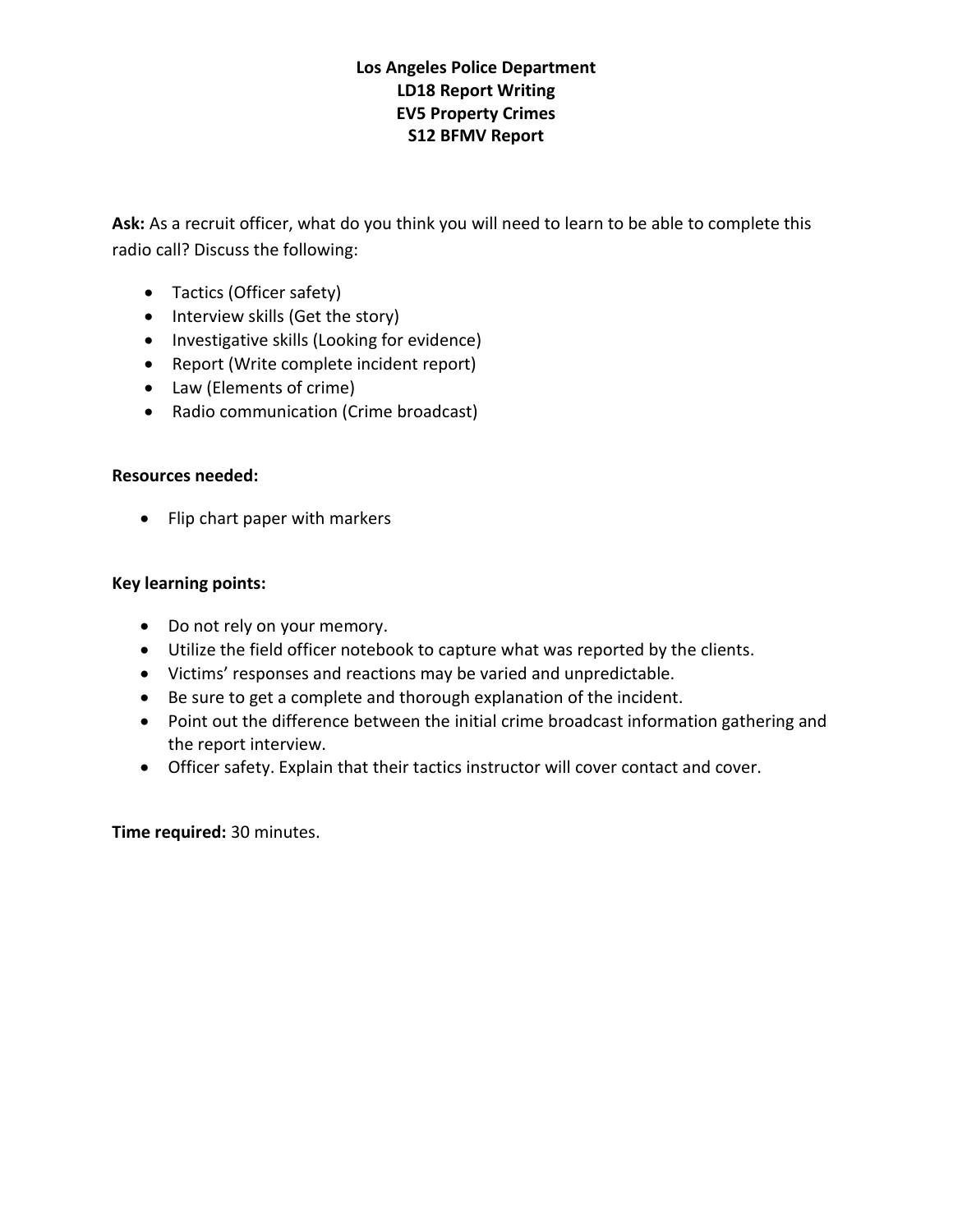**Los Angeles Police Department**
**LD18 Report Writing**
**EV5 Property Crimes**
**S12 BFMV Report**

**Ask:** As a recruit officer, what do you think you will need to learn to be able to complete this radio call? Discuss the following:

- Tactics (Officer safety)
- Interview skills (Get the story)
- Investigative skills (Looking for evidence)
- Report (Write complete incident report)
- Law (Elements of crime)
- Radio communication (Crime broadcast)

**Resources needed:**

- Flip chart paper with markers

**Key learning points:**

- Do not rely on your memory.
- Utilize the field officer notebook to capture what was reported by the clients.
- Victims' responses and reactions may be varied and unpredictable.
- Be sure to get a complete and thorough explanation of the incident.
- Point out the difference between the initial crime broadcast information gathering and the report interview.
- Officer safety. Explain that their tactics instructor will cover contact and cover.

**Time required:** 30 minutes.